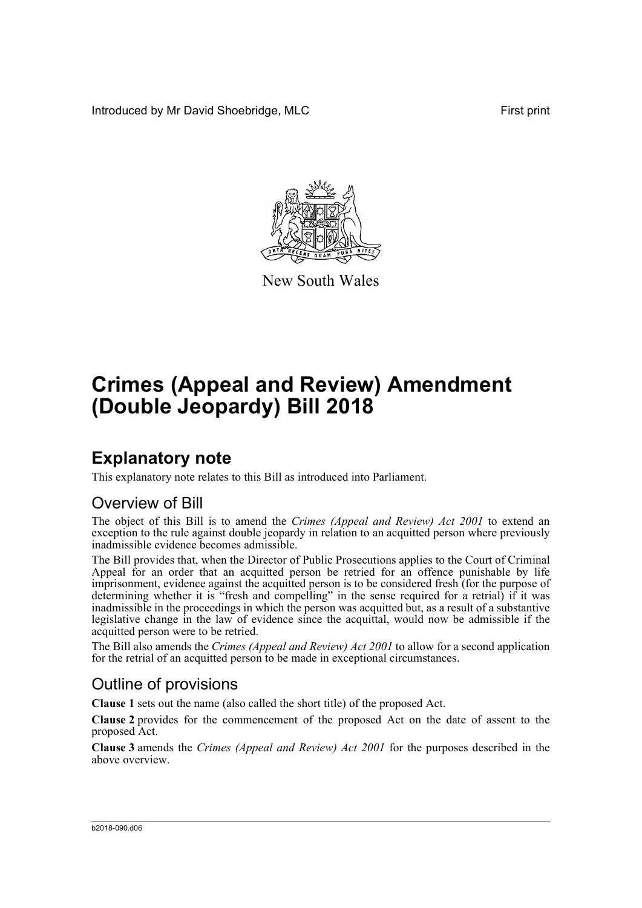Introduced by Mr David Shoebridge, MLC First print

New South Wales

# Crimes (Appeal and Review) Amendment (Double Jeopardy) Bill 2018

## Explanatory note

This explanatory note relates to this Bill as introduced into Parliament.

### Overview of Bill

The object of this Bill is to amend the *Crimes (Appeal and Review) Act 2001* to extend an exception to the rule against double jeopardy in relation to an acquitted person where previously inadmissible evidence becomes admissible.

The Bill provides that, when the Director of Public Prosecutions applies to the Court of Criminal Appeal for an order that an acquitted person be retried for an offence punishable by life imprisonment, evidence against the acquitted person is to be considered fresh (for the purpose of determining whether it is "fresh and compelling" in the sense required for a retrial) if it was inadmissible in the proceedings in which the person was acquitted but, as a result of a substantive legislative change in the law of evidence since the acquittal, would now be admissible if the acquitted person were to be retried.

The Bill also amends the *Crimes (Appeal and Review) Act 2001* to allow for a second application for the retrial of an acquitted person to be made in exceptional circumstances.

### Outline of provisions

**Clause 1** sets out the name (also called the short title) of the proposed Act.

**Clause 2** provides for the commencement of the proposed Act on the date of assent to the proposed Act.

**Clause 3** amends the *Crimes (Appeal and Review) Act 2001* for the purposes described in the above overview.

b2018-090.d06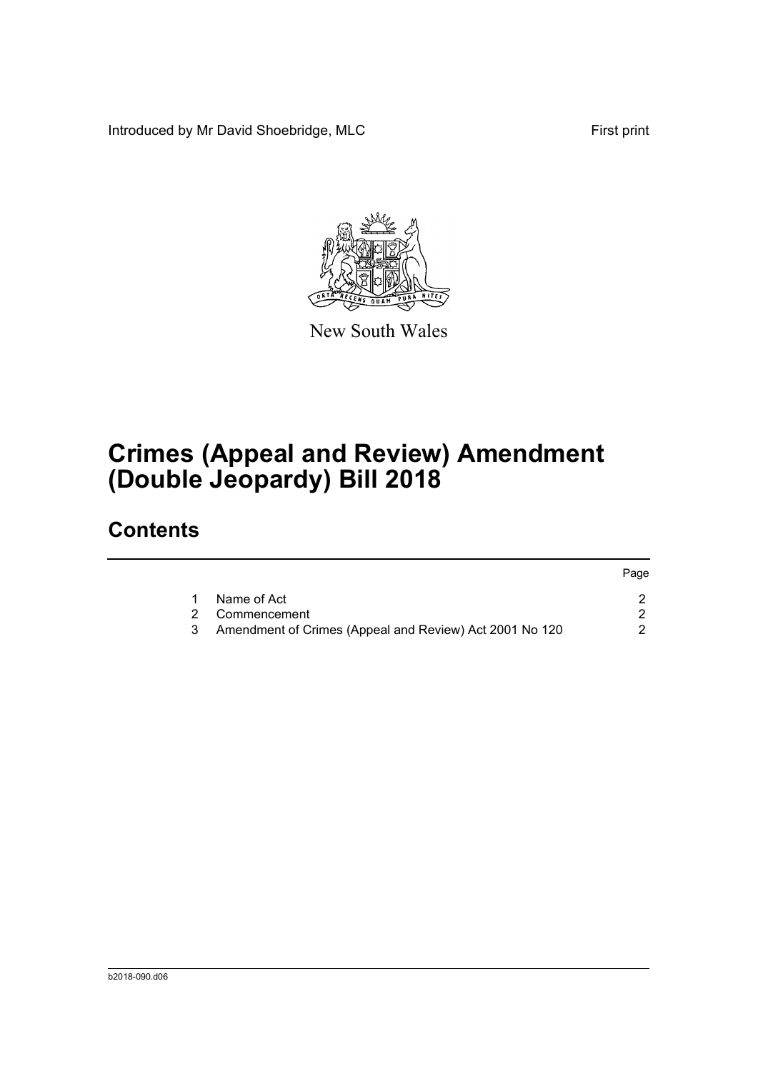Introduced by Mr David Shoebridge, MLC

First print

New South Wales

# Crimes (Appeal and Review) Amendment (Double Jeopardy) Bill 2018

## Contents

| | | Page |
|---|---|---|
| 1 | Name of Act | 2 |
| 2 | Commencement | 2 |
| 3 | Amendment of Crimes (Appeal and Review) Act 2001 No 120 | 2 |

b2018-090.d06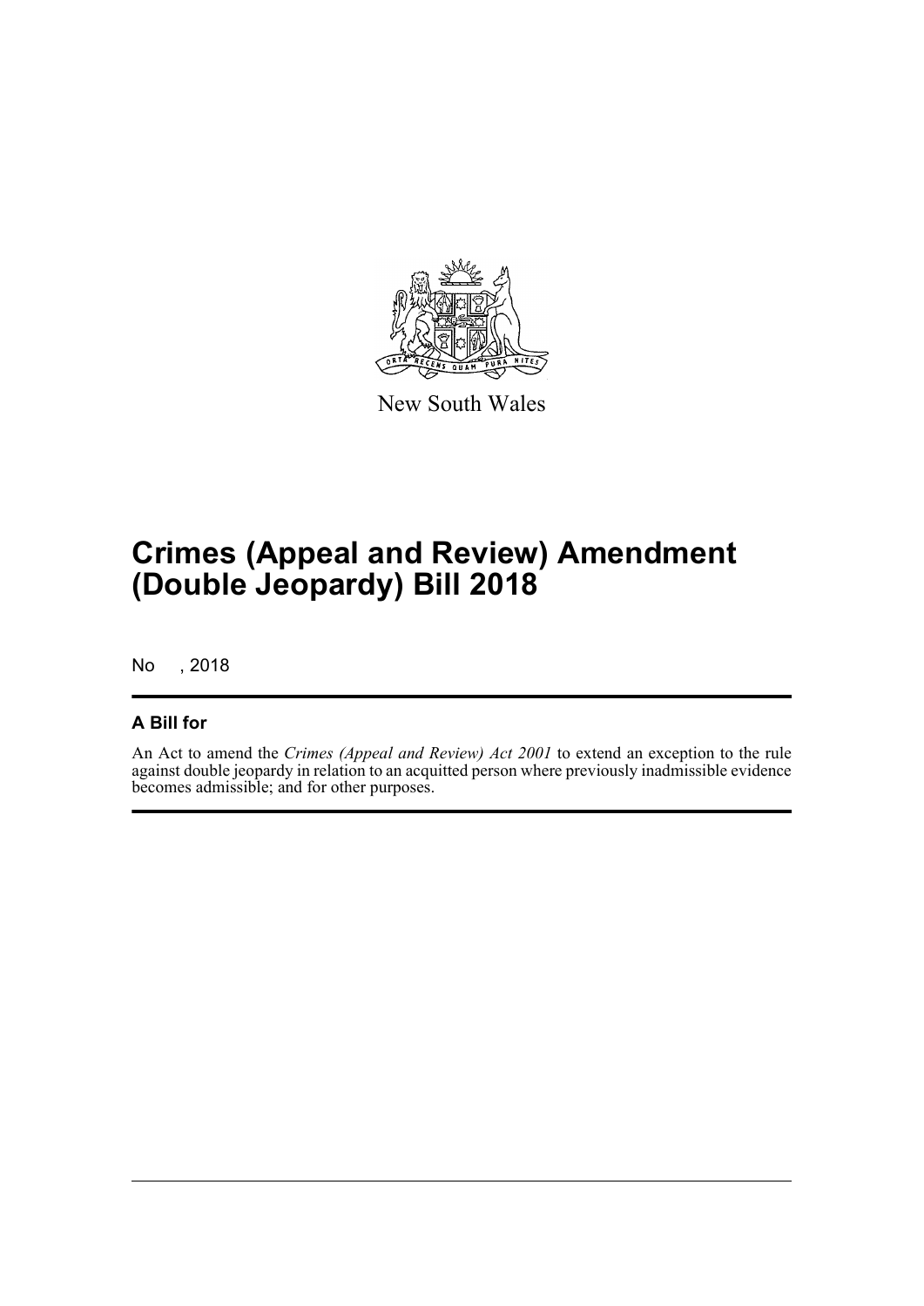New South Wales

# Crimes (Appeal and Review) Amendment (Double Jeopardy) Bill 2018

No , 2018

## A Bill for

An Act to amend the *Crimes (Appeal and Review) Act 2001* to extend an exception to the rule against double jeopardy in relation to an acquitted person where previously inadmissible evidence becomes admissible; and for other purposes.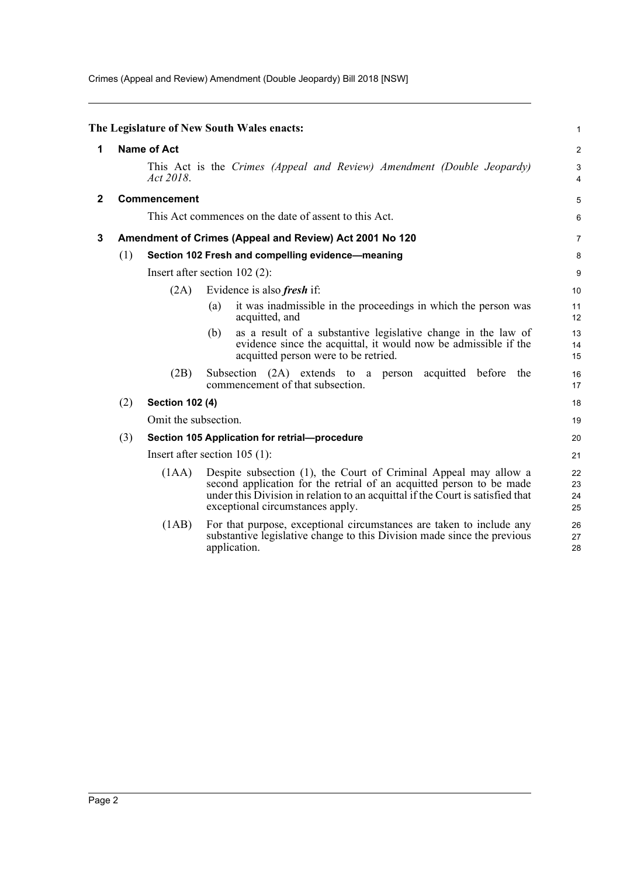**The Legislature of New South Wales enacts:**

## 1 Name of Act

This Act is the *Crimes (Appeal and Review) Amendment (Double Jeopardy) Act 2018*.

## 2 Commencement

This Act commences on the date of assent to this Act.

## 3 Amendment of Crimes (Appeal and Review) Act 2001 No 120

### (1) Section 102 Fresh and compelling evidence—meaning

Insert after section 102 (2):

(2A) Evidence is also ***fresh*** if:

(a) it was inadmissible in the proceedings in which the person was acquitted, and

(b) as a result of a substantive legislative change in the law of evidence since the acquittal, it would now be admissible if the acquitted person were to be retried.

(2B) Subsection (2A) extends to a person acquitted before the commencement of that subsection.

### (2) Section 102 (4)

Omit the subsection.

### (3) Section 105 Application for retrial—procedure

Insert after section 105 (1):

(1AA) Despite subsection (1), the Court of Criminal Appeal may allow a second application for the retrial of an acquitted person to be made under this Division in relation to an acquittal if the Court is satisfied that exceptional circumstances apply.

(1AB) For that purpose, exceptional circumstances are taken to include any substantive legislative change to this Division made since the previous application.